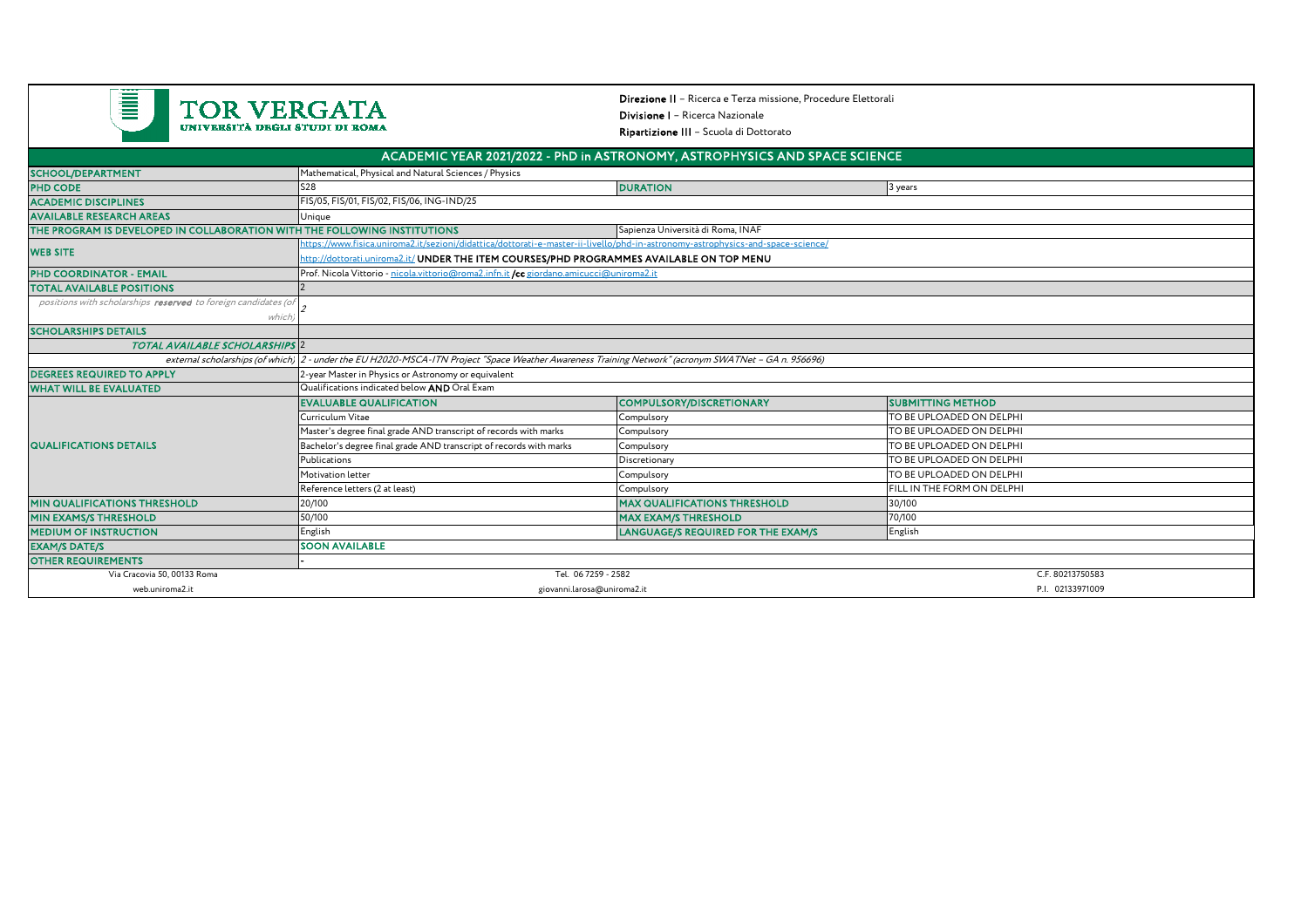TOR VERGATA
UNIVERSITÀ DEGLI STUDI DI ROMA

**Direzione II** – Ricerca e Terza missione, Procedure Elettorali

**Divisione I** – Ricerca Nazionale

**Ripartizione III** – Scuola di Dottorato

## ACADEMIC YEAR 2021/2022 - PhD in ASTRONOMY, ASTROPHYSICS AND SPACE SCIENCE

| | | | |
|---|---|---|---|
| **SCHOOL/DEPARTMENT** | Mathematical, Physical and Natural Sciences / Physics | | |
| **PHD CODE** | S28 | **DURATION** | 3 years |
| **ACADEMIC DISCIPLINES** | FIS/05, FIS/01, FIS/02, FIS/06, ING-IND/25 | | |
| **AVAILABLE RESEARCH AREAS** | Unique | | |
| **THE PROGRAM IS DEVELOPED IN COLLABORATION WITH THE FOLLOWING INSTITUTIONS** | | Sapienza Università di Roma, INAF | |
| **WEB SITE** | https://www.fisica.uniroma2.it/sezioni/didattica/dottorati-e-master-ii-livello/phd-in-astronomy-astrophysics-and-space-science/<br>http://dottorati.uniroma2.it/ **UNDER THE ITEM COURSES/PHD PROGRAMMES AVAILABLE ON TOP MENU** | | |
| **PHD COORDINATOR - EMAIL** | Prof. Nicola Vittorio - nicola.vittorio@roma2.infn.it **/cc** giordano.amicucci@uniroma2.it | | |
| **TOTAL AVAILABLE POSITIONS** | 2 | | |
| *positions with scholarships **reserved** to foreign candidates (of which)* | 2 | | |
| **SCHOLARSHIPS DETAILS** | | | |
| ***TOTAL AVAILABLE SCHOLARSHIPS*** | 2 | | |
| *external scholarships (of which)* | *2 - under the EU H2020-MSCA-ITN Project "Space Weather Awareness Training Network" (acronym SWATNet – GA n. 956696)* | | |
| **DEGREES REQUIRED TO APPLY** | 2-year Master in Physics or Astronomy or equivalent | | |
| **WHAT WILL BE EVALUATED** | Qualifications indicated below **AND** Oral Exam | | |
| **QUALIFICATIONS DETAILS** | **EVALUABLE QUALIFICATION** | **COMPULSORY/DISCRETIONARY** | **SUBMITTING METHOD** |
| | Curriculum Vitae | Compulsory | TO BE UPLOADED ON DELPHI |
| | Master's degree final grade AND transcript of records with marks | Compulsory | TO BE UPLOADED ON DELPHI |
| | Bachelor's degree final grade AND transcript of records with marks | Compulsory | TO BE UPLOADED ON DELPHI |
| | Publications | Discretionary | TO BE UPLOADED ON DELPHI |
| | Motivation letter | Compulsory | TO BE UPLOADED ON DELPHI |
| | Reference letters (2 at least) | Compulsory | FILL IN THE FORM ON DELPHI |
| **MIN QUALIFICATIONS THRESHOLD** | 20/100 | **MAX QUALIFICATIONS THRESHOLD** | 30/100 |
| **MIN EXAMS/S THRESHOLD** | 50/100 | **MAX EXAM/S THRESHOLD** | 70/100 |
| **MEDIUM OF INSTRUCTION** | English | **LANGUAGE/S REQUIRED FOR THE EXAM/S** | English |
| **EXAM/S DATE/S** | **SOON AVAILABLE** | | |
| **OTHER REQUIREMENTS** | - | | |

Via Cracovia 50, 00133 Roma — Tel. 06 7259 - 2582 — C.F. 80213750583

web.uniroma2.it — giovanni.larosa@uniroma2.it — P.I. 02133971009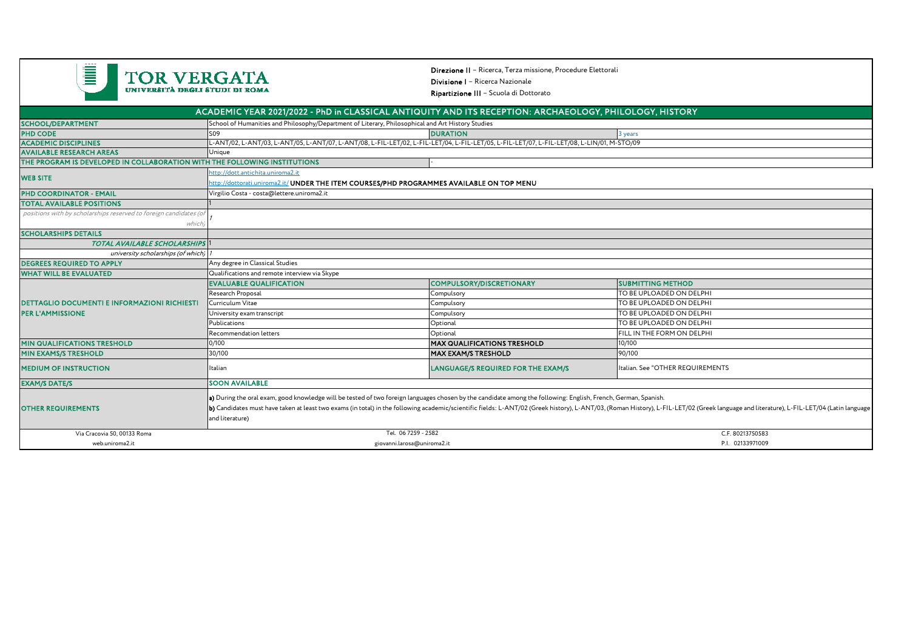**Direzione II** – Ricerca, Terza missione, Procedure Elettorali
**Divisione I** – Ricerca Nazionale
**Ripartizione III** – Scuola di Dottorato

## ACADEMIC YEAR 2021/2022 - PhD in CLASSICAL ANTIQUITY AND ITS RECEPTION: ARCHAEOLOGY, PHILOLOGY, HISTORY

| | | | |
|---|---|---|---|
| **SCHOOL/DEPARTMENT** | School of Humanities and Philosophy/Department of Literary, Philosophical and Art History Studies | | |
| **PHD CODE** | S09 | **DURATION** | 3 years |
| **ACADEMIC DISCIPLINES** | L-ANT/02, L-ANT/03, L-ANT/05, L-ANT/07, L-ANT/08, L-FIL-LET/02, L-FIL-LET/04, L-FIL-LET/05, L-FIL-LET/07, L-FIL-LET/08, L-LIN/01, M-STO/09 | | |
| **AVAILABLE RESEARCH AREAS** | Unique | | |
| **THE PROGRAM IS DEVELOPED IN COLLABORATION WITH THE FOLLOWING INSTITUTIONS** | - | | |
| **WEB SITE** | http://dott.antichita.uniroma2.it<br>http://dottorati.uniroma2.it/ **UNDER THE ITEM COURSES/PHD PROGRAMMES AVAILABLE ON TOP MENU** | | |
| **PHD COORDINATOR - EMAIL** | Virgilio Costa - costa@lettere.uniroma2.it | | |
| **TOTAL AVAILABLE POSITIONS** | 1 | | |
| *positions with by scholarships reserved to foreign candidates (of which)* | 1 | | |
| **SCHOLARSHIPS DETAILS** | | | |
| ***TOTAL AVAILABLE SCHOLARSHIPS*** | 1 | | |
| *university scholarships (of which)* | 1 | | |
| **DEGREES REQUIRED TO APPLY** | Any degree in Classical Studies | | |
| **WHAT WILL BE EVALUATED** | Qualifications and remote interview via Skype | | |
| **DETTAGLIO DOCUMENTI E INFORMAZIONI RICHIESTI PER L'AMMISSIONE** | **EVALUABLE QUALIFICATION** | **COMPULSORY/DISCRETIONARY** | **SUBMITTING METHOD** |
| | Research Proposal | Compulsory | TO BE UPLOADED ON DELPHI |
| | Curriculum Vitae | Compulsory | TO BE UPLOADED ON DELPHI |
| | University exam transcript | Compulsory | TO BE UPLOADED ON DELPHI |
| | Publications | Optional | TO BE UPLOADED ON DELPHI |
| | Recommendation letters | Optional | FILL IN THE FORM ON DELPHI |
| **MIN QUALIFICATIONS TRESHOLD** | 0/100 | **MAX QUALIFICATIONS TRESHOLD** | 10/100 |
| **MIN EXAMS/S TRESHOLD** | 30/100 | **MAX EXAM/S TRESHOLD** | 90/100 |
| **MEDIUM OF INSTRUCTION** | Italian | **LANGUAGE/S REQUIRED FOR THE EXAM/S** | Italian. See "OTHER REQUIREMENTS |
| **EXAM/S DATE/S** | **SOON AVAILABLE** | | |
| **OTHER REQUIREMENTS** | **a)** During the oral exam, good knowledge will be tested of two foreign languages chosen by the candidate among the following: English, French, German, Spanish.<br>**b)** Candidates must have taken at least two exams (in total) in the following academic/scientific fields: L-ANT/02 (Greek history), L-ANT/03, (Roman History), L-FIL-LET/02 (Greek language and literature), L-FIL-LET/04 (Latin language and literature) | | |

Via Cracovia 50, 00133 Roma — web.uniroma2.it
Tel. 06 7259 - 2582 — giovanni.larosa@uniroma2.it
C.F. 80213750583 — P.I. 02133971009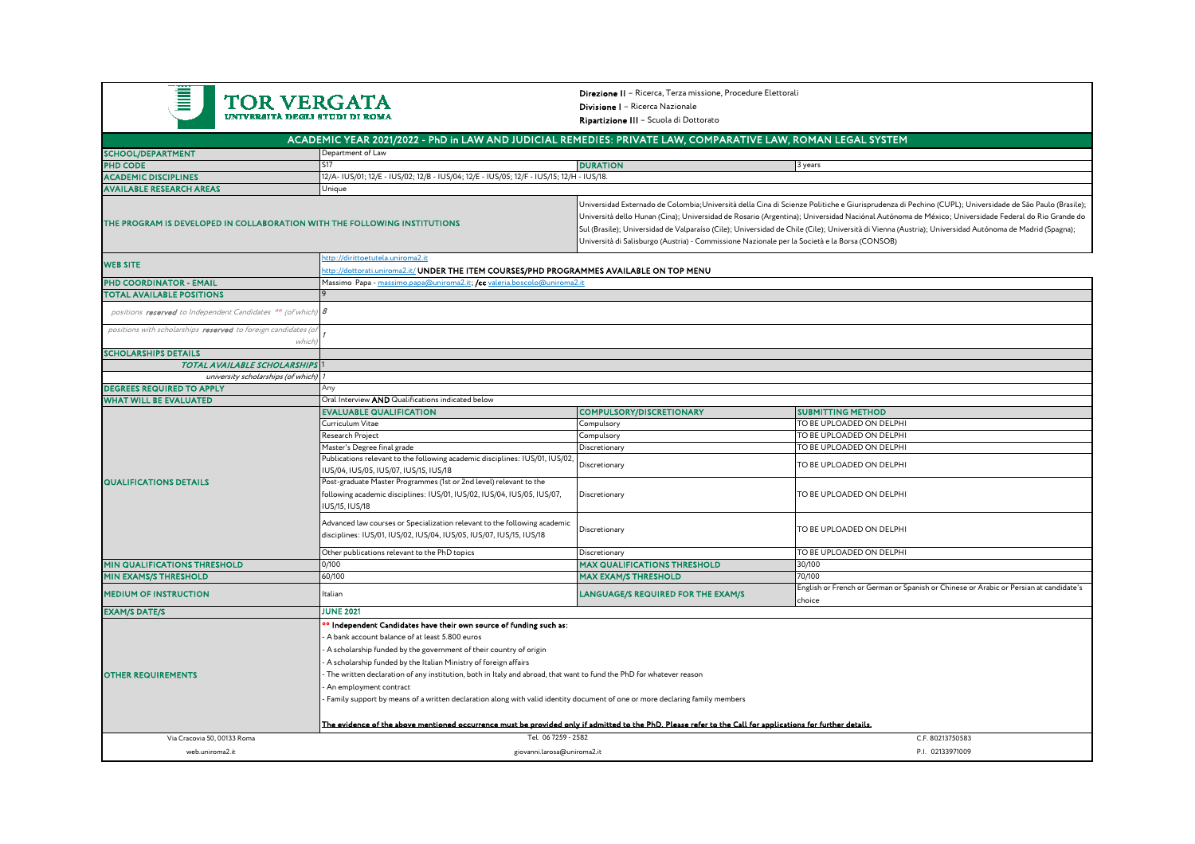TOR VERGATA
UNIVERSITÀ DEGLI STUDI DI ROMA

**Direzione II** – Ricerca, Terza missione, Procedure Elettorali
**Divisione I** – Ricerca Nazionale
**Ripartizione III** – Scuola di Dottorato

## ACADEMIC YEAR 2021/2022 - PhD in LAW AND JUDICIAL REMEDIES: PRIVATE LAW, COMPARATIVE LAW, ROMAN LEGAL SYSTEM

| | | | |
|---|---|---|---|
| **SCHOOL/DEPARTMENT** | Department of Law | | |
| **PHD CODE** | S17 | **DURATION** | 3 years |
| **ACADEMIC DISCIPLINES** | 12/A- IUS/01; 12/E - IUS/02; 12/B - IUS/04; 12/E - IUS/05; 12/F - IUS/15; 12/H - IUS/18. | | |
| **AVAILABLE RESEARCH AREAS** | Unique | | |
| **THE PROGRAM IS DEVELOPED IN COLLABORATION WITH THE FOLLOWING INSTITUTIONS** | | Universidad Externado de Colombia;Università della Cina di Scienze Politiche e Giurisprudenza di Pechino (CUPL); Universidade de São Paulo (Brasile); Università dello Hunan (Cina); Universidad de Rosario (Argentina); Universidad Naciónal Autónoma de México; Universidade Federal do Rio Grande do Sul (Brasile); Universidad de Valparaíso (Cile); Universidad de Chile (Cile); Università di Vienna (Austria); Universidad Autónoma de Madrid (Spagna); Università di Salisburgo (Austria) - Commissione Nazionale per la Società e la Borsa (CONSOB) | |
| **WEB SITE** | http://dirittoetutela.uniroma2.it<br>http://dottorati.uniroma2.it/ **UNDER THE ITEM COURSES/PHD PROGRAMMES AVAILABLE ON TOP MENU** | | |
| **PHD COORDINATOR - EMAIL** | Massimo Papa - massimo.papa@uniroma2.it; **/cc** valeria.boscolo@uniroma2.it | | |
| **TOTAL AVAILABLE POSITIONS** | 9 | | |
| *positions **reserved** to Independent Candidates °° (of which)* | 8 | | |
| *positions with scholarships **reserved** to foreign candidates (of which)* | 1 | | |
| **SCHOLARSHIPS DETAILS** | | | |
| ***TOTAL AVAILABLE SCHOLARSHIPS*** | 1 | | |
| *university scholarships (of which)* | 1 | | |
| **DEGREES REQUIRED TO APPLY** | Any | | |
| **WHAT WILL BE EVALUATED** | Oral Interview **AND** Qualifications indicated below | | |
| **QUALIFICATIONS DETAILS** | **EVALUABLE QUALIFICATION** | **COMPULSORY/DISCRETIONARY** | **SUBMITTING METHOD** |
| | Curriculum Vitae | Compulsory | TO BE UPLOADED ON DELPHI |
| | Research Project | Compulsory | TO BE UPLOADED ON DELPHI |
| | Master's Degree final grade | Discretionary | TO BE UPLOADED ON DELPHI |
| | Publications relevant to the following academic disciplines: IUS/01, IUS/02, IUS/04, IUS/05, IUS/07, IUS/15, IUS/18 | Discretionary | TO BE UPLOADED ON DELPHI |
| | Post-graduate Master Programmes (1st or 2nd level) relevant to the following academic disciplines: IUS/01, IUS/02, IUS/04, IUS/05, IUS/07, IUS/15, IUS/18 | Discretionary | TO BE UPLOADED ON DELPHI |
| | Advanced law courses or Specialization relevant to the following academic disciplines: IUS/01, IUS/02, IUS/04, IUS/05, IUS/07, IUS/15, IUS/18 | Discretionary | TO BE UPLOADED ON DELPHI |
| | Other publications relevant to the PhD topics | Discretionary | TO BE UPLOADED ON DELPHI |
| **MIN QUALIFICATIONS THRESHOLD** | 0/100 | **MAX QUALIFICATIONS THRESHOLD** | 30/100 |
| **MIN EXAMS/S THRESHOLD** | 60/100 | **MAX EXAM/S THRESHOLD** | 70/100 |
| **MEDIUM OF INSTRUCTION** | Italian | **LANGUAGE/S REQUIRED FOR THE EXAM/S** | English or French or German or Spanish or Chinese or Arabic or Persian at candidate's choice |
| **EXAM/S DATE/S** | **JUNE 2021** | | |
| **OTHER REQUIREMENTS** | **°° Independent Candidates have their own source of funding such as:**<br>- A bank account balance of at least 5.800 euros<br>- A scholarship funded by the government of their country of origin<br>- A scholarship funded by the Italian Ministry of foreign affairs<br>- The written declaration of any institution, both in Italy and abroad, that want to fund the PhD for whatever reason<br>- An employment contract<br>- Family support by means of a written declaration along with valid identity document of one or more declaring family members<br><br>**The evidence of the above mentioned occurrence must be provided only if admitted to the PhD. Please refer to the Call for applications for further details.** | | |

Via Cracovia 50, 00133 Roma — Tel. 06 7259 - 2582 — C.F. 80213750583
web.uniroma2.it — giovanni.larosa@uniroma2.it — P.I. 02133971009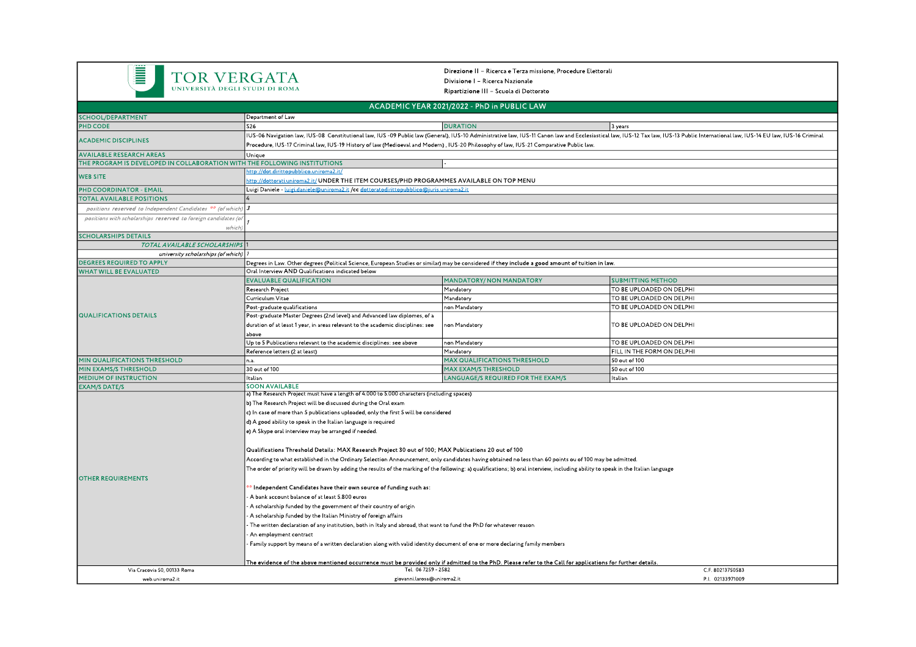TOR VERGATA
UNIVERSITÀ DEGLI STUDI DI ROMA

Direzione II – Ricerca e Terza missione, Procedure Elettorali
Divisione I – Ricerca Nazionale
Ripartizione III – Scuola di Dottorato

## ACADEMIC YEAR 2021/2022 - PhD in PUBLIC LAW

| | | | |
|---|---|---|---|
| SCHOOL/DEPARTMENT | Department of Law | | |
| PHD CODE | S26 | DURATION | 3 years |
| ACADEMIC DISCIPLINES | IUS-06 Navigation law, IUS-08 Constitutional law, IUS -09 Public law (General), IUS-10 Administrative law, IUS-11 Canon law and Ecclesiastical law, IUS-12 Tax law, IUS-13 Public International law, IUS-14 EU law, IUS-16 Criminal Procedure, IUS-17 Criminal law, IUS-19 History of law (Medioeval and Modern) , IUS-20 Philosophy of law, IUS-21 Comparative Public law. | | |
| AVAILABLE RESEARCH AREAS | Unique | | |
| THE PROGRAM IS DEVELOPED IN COLLABORATION WITH THE FOLLOWING INSTITUTIONS | | - | |
| WEB SITE | http://dot.dirittopubblico.uniroma2.it/<br>http://dottorati.uniroma2.it/ UNDER THE ITEM COURSES/PHD PROGRAMMES AVAILABLE ON TOP MENU | | |
| PHD COORDINATOR - EMAIL | Luigi Daniele - luigi.daniele@uniroma2.it /cc dottoratodirittopubblico@juris.uniroma2.it | | |
| TOTAL AVAILABLE POSITIONS | 4 | | |
| *positions reserved to Independent Candidates \*\* (of which)* | 3 | | |
| *positions with scholarships reserved to foreign candidates (of which)* | 1 | | |
| SCHOLARSHIPS DETAILS | | | |
| *TOTAL AVAILABLE SCHOLARSHIPS* | 1 | | |
| *university scholarships (of which)* | 1 | | |
| DEGREES REQUIRED TO APPLY | Degrees in Law. Other degrees (Political Science, European Studies or similar) may be considered if they include a good amount of tuition in law. | | |
| WHAT WILL BE EVALUATED | Oral Interview AND Qualifications indicated below | | |
| QUALIFICATIONS DETAILS | EVALUABLE QUALIFICATION | MANDATORY/ NON MANDATORY | SUBMITTING METHOD |
| | Research Project | Mandatory | TO BE UPLOADED ON DELPHI |
| | Curriculum Vitae | Mandatory | TO BE UPLOADED ON DELPHI |
| | Post-graduate qualifications | non Mandatory | TO BE UPLOADED ON DELPHI |
| | Post-graduate Master Degrees (2nd level) and Advanced law diplomas, of a duration of at least 1 year, in areas relevant to the academic disciplines: see above | non Mandatory | TO BE UPLOADED ON DELPHI |
| | Up to 5 Publications relevant to the academic disciplines: see above | non Mandatory | TO BE UPLOADED ON DELPHI |
| | Reference letters (2 at least) | Mandatory | FILL IN THE FORM ON DELPHI |
| MIN QUALIFICATIONS THRESHOLD | n.a. | MAX QUALIFICATIONS THRESHOLD | 50 out of 100 |
| MIN EXAMS/S THRESHOLD | 30 out of 100 | MAX EXAM/S THRESHOLD | 50 out of 100 |
| MEDIUM OF INSTRUCTION | Italian | LANGUAGE/S REQUIRED FOR THE EXAM/S | Italian |
| EXAM/S DATE/S | SOON AVAILABLE | | |
| OTHER REQUIREMENTS | a) The Research Project must have a length of 4.000 to 5.000 characters (including spaces)<br>b) The Research Project will be discussed during the Oral exam<br>c) In case of more than 5 publications uploaded, only the first 5 will be considered<br>d) A good ability to speak in the Italian language is required<br>e) A Skype oral interview may be arranged if needed.<br><br>Qualifications Threshold Details: MAX Research Project 30 out of 100; MAX Publications 20 out of 100<br>According to what established in the Ordinary Selection Announcement, only candidates having obtained no less than 60 points ou of 100 may be admitted.<br>The order of priority will be drawn by adding the results of the marking of the following: a) qualifications; b) oral interview, including ability to speak in the Italian language<br><br>\*\* Independent Candidates have their own source of funding such as:<br>- A bank account balance of at least 5.800 euros<br>- A scholarship funded by the government of their country of origin<br>- A scholarship funded by the Italian Ministry of foreign affairs<br>- The written declaration of any institution, both in Italy and abroad, that want to fund the PhD for whatever reason<br>- An employment contract<br>- Family support by means of a written declaration along with valid identity document of one or more declaring family members<br><br>The evidence of the above mentioned occurrence must be provided only if admitted to the PhD. Please refer to the Call for applications for further details. | | |

Via Cracovia 50, 00133 Roma | Tel. 06 7259 - 2582 | C.F. 80213750583
web.uniroma2.it | giovanni.larosa@uniroma2.it | P.I. 02133971008